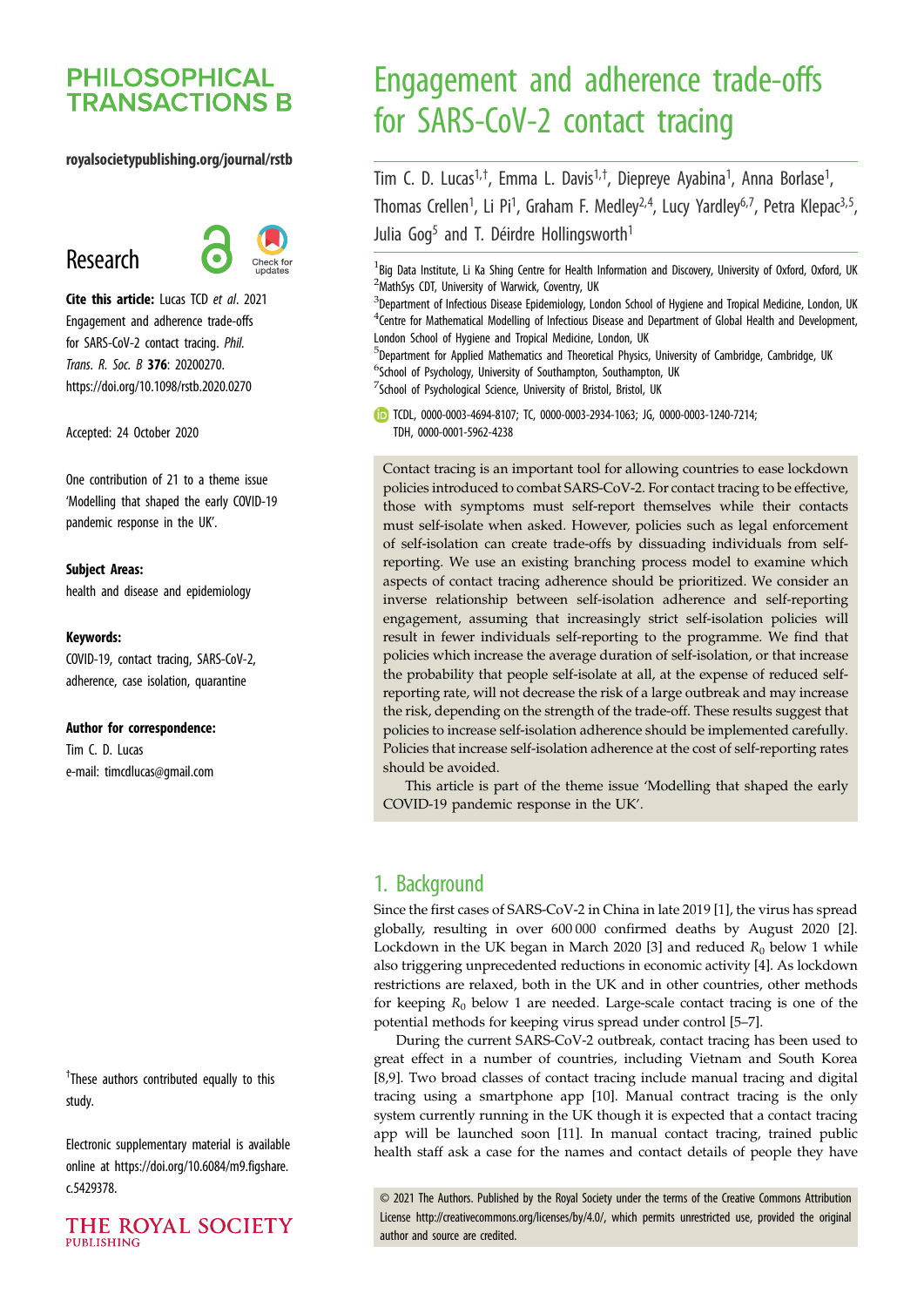# Engagement and adherence trade-offs for SARS-CoV-2 contact tracing

Tim C. D. Lucas[1,†], Emma L. Davis[1,†], Diepreye Ayabina[1], Anna Borlase[1], Thomas Crellen[1], Li Pi[1], Graham F. Medley[2,4], Lucy Yardley[6,7], Petra Klepac[3,5], Julia Gog[5] and T. Déirdre Hollingsworth[1]

[1]Big Data Institute, Li Ka Shing Centre for Health Information and Discovery, University of Oxford, Oxford, UK
[2]MathSys CDT, University of Warwick, Coventry, UK
[3]Department of Infectious Disease Epidemiology, London School of Hygiene and Tropical Medicine, London, UK
[4]Centre for Mathematical Modelling of Infectious Disease and Department of Global Health and Development, London School of Hygiene and Tropical Medicine, London, UK
[5]Department for Applied Mathematics and Theoretical Physics, University of Cambridge, Cambridge, UK
[6]School of Psychology, University of Southampton, Southampton, UK
[7]School of Psychological Science, University of Bristol, Bristol, UK

TCDL, 0000-0003-4694-8107; TC, 0000-0003-2934-1063; JG, 0000-0003-1240-7214; TDH, 0000-0001-5962-4238

**Research**

**Cite this article:** Lucas TCD *et al*. 2021 Engagement and adherence trade-offs for SARS-CoV-2 contact tracing. *Phil. Trans. R. Soc. B* **376**: 20200270. https://doi.org/10.1098/rstb.2020.0270

Accepted: 24 October 2020

One contribution of 21 to a theme issue 'Modelling that shaped the early COVID-19 pandemic response in the UK'.

**Subject Areas:**
health and disease and epidemiology

**Keywords:**
COVID-19, contact tracing, SARS-CoV-2, adherence, case isolation, quarantine

**Author for correspondence:**
Tim C. D. Lucas
e-mail: timcdlucas@gmail.com

†These authors contributed equally to this study.

Electronic supplementary material is available online at https://doi.org/10.6084/m9.figshare.c.5429378.

Contact tracing is an important tool for allowing countries to ease lockdown policies introduced to combat SARS-CoV-2. For contact tracing to be effective, those with symptoms must self-report themselves while their contacts must self-isolate when asked. However, policies such as legal enforcement of self-isolation can create trade-offs by dissuading individuals from self-reporting. We use an existing branching process model to examine which aspects of contact tracing adherence should be prioritized. We consider an inverse relationship between self-isolation adherence and self-reporting engagement, assuming that increasingly strict self-isolation policies will result in fewer individuals self-reporting to the programme. We find that policies which increase the average duration of self-isolation, or that increase the probability that people self-isolate at all, at the expense of reduced self-reporting rate, will not decrease the risk of a large outbreak and may increase the risk, depending on the strength of the trade-off. These results suggest that policies to increase self-isolation adherence should be implemented carefully. Policies that increase self-isolation adherence at the cost of self-reporting rates should be avoided.

This article is part of the theme issue 'Modelling that shaped the early COVID-19 pandemic response in the UK'.

## 1. Background

Since the first cases of SARS-CoV-2 in China in late 2019 [1], the virus has spread globally, resulting in over 600 000 confirmed deaths by August 2020 [2]. Lockdown in the UK began in March 2020 [3] and reduced $R_0$ below 1 while also triggering unprecedented reductions in economic activity [4]. As lockdown restrictions are relaxed, both in the UK and in other countries, other methods for keeping $R_0$ below 1 are needed. Large-scale contact tracing is one of the potential methods for keeping virus spread under control [5–7].

During the current SARS-CoV-2 outbreak, contact tracing has been used to great effect in a number of countries, including Vietnam and South Korea [8,9]. Two broad classes of contact tracing include manual tracing and digital tracing using a smartphone app [10]. Manual contract tracing is the only system currently running in the UK though it is expected that a contact tracing app will be launched soon [11]. In manual contact tracing, trained public health staff ask a case for the names and contact details of people they have

© 2021 The Authors. Published by the Royal Society under the terms of the Creative Commons Attribution License http://creativecommons.org/licenses/by/4.0/, which permits unrestricted use, provided the original author and source are credited.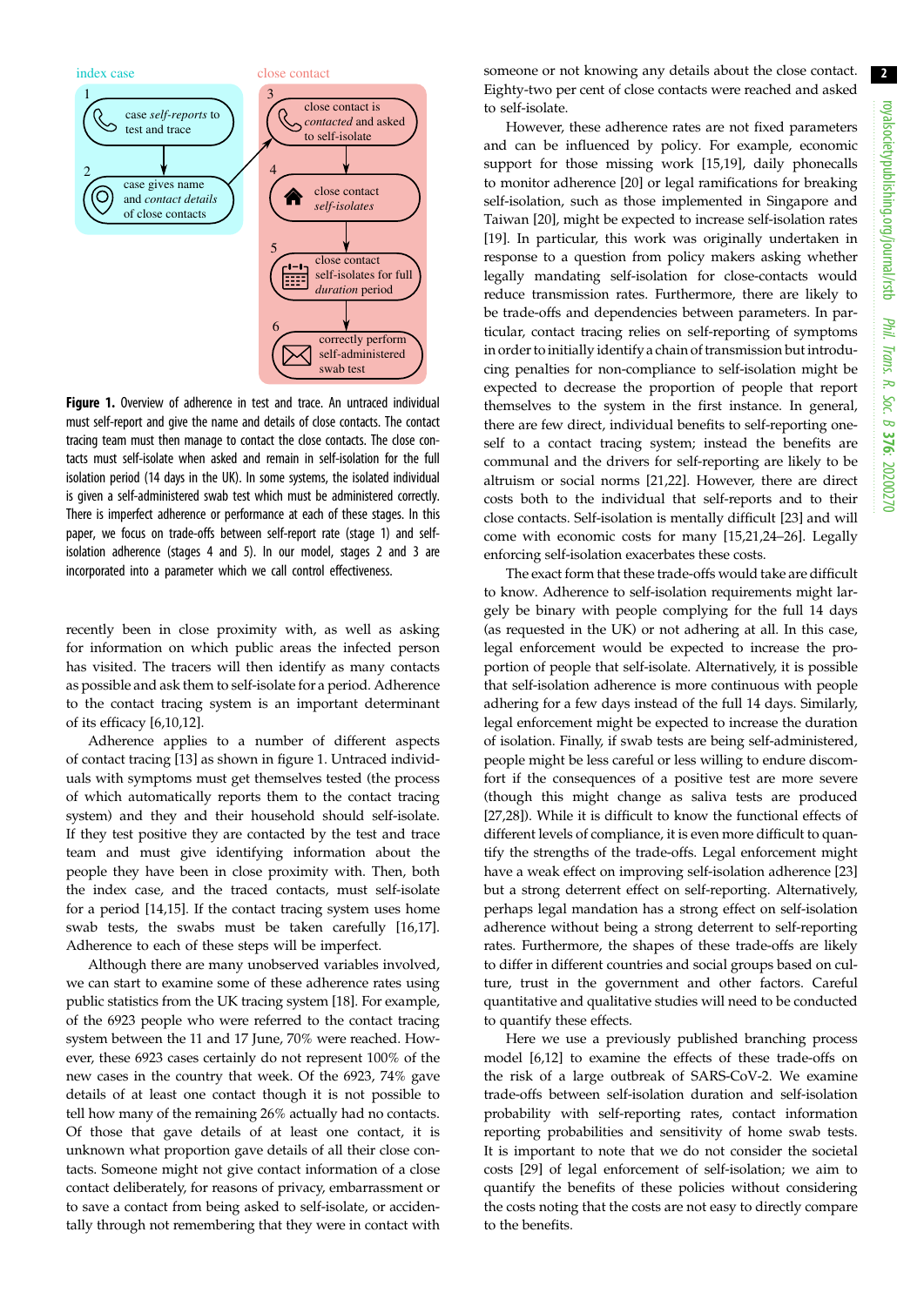index case

1 case *self-reports* to test and trace

2 case gives name and *contact details* of close contacts

close contact

3 close contact is *contacted* and asked to self-isolate

4 close contact *self-isolates*

5 close contact self-isolates for full *duration* period

6 correctly perform self-administered swab test

**Figure 1.** Overview of adherence in test and trace. An untraced individual must self-report and give the name and details of close contacts. The contact tracing team must then manage to contact the close contacts. The close contacts must self-isolate when asked and remain in self-isolation for the full isolation period (14 days in the UK). In some systems, the isolated individual is given a self-administered swab test which must be administered correctly. There is imperfect adherence or performance at each of these stages. In this paper, we focus on trade-offs between self-report rate (stage 1) and self-isolation adherence (stages 4 and 5). In our model, stages 2 and 3 are incorporated into a parameter which we call control effectiveness.

recently been in close proximity with, as well as asking for information on which public areas the infected person has visited. The tracers will then identify as many contacts as possible and ask them to self-isolate for a period. Adherence to the contact tracing system is an important determinant of its efficacy [6,10,12].

Adherence applies to a number of different aspects of contact tracing [13] as shown in figure 1. Untraced individuals with symptoms must get themselves tested (the process of which automatically reports them to the contact tracing system) and they and their household should self-isolate. If they test positive they are contacted by the test and trace team and must give identifying information about the people they have been in close proximity with. Then, both the index case, and the traced contacts, must self-isolate for a period [14,15]. If the contact tracing system uses home swab tests, the swabs must be taken carefully [16,17]. Adherence to each of these steps will be imperfect.

Although there are many unobserved variables involved, we can start to examine some of these adherence rates using public statistics from the UK tracing system [18]. For example, of the 6923 people who were referred to the contact tracing system between the 11 and 17 June, 70% were reached. However, these 6923 cases certainly do not represent 100% of the new cases in the country that week. Of the 6923, 74% gave details of at least one contact though it is not possible to tell how many of the remaining 26% actually had no contacts. Of those that gave details of at least one contact, it is unknown what proportion gave details of all their close contacts. Someone might not give contact information of a close contact deliberately, for reasons of privacy, embarrassment or to save a contact from being asked to self-isolate, or accidentally through not remembering that they were in contact with someone or not knowing any details about the close contact. Eighty-two per cent of close contacts were reached and asked to self-isolate.

However, these adherence rates are not fixed parameters and can be influenced by policy. For example, economic support for those missing work [15,19], daily phonecalls to monitor adherence [20] or legal ramifications for breaking self-isolation, such as those implemented in Singapore and Taiwan [20], might be expected to increase self-isolation rates [19]. In particular, this work was originally undertaken in response to a question from policy makers asking whether legally mandating self-isolation for close-contacts would reduce transmission rates. Furthermore, there are likely to be trade-offs and dependencies between parameters. In particular, contact tracing relies on self-reporting of symptoms in order to initially identify a chain of transmission but introducing penalties for non-compliance to self-isolation might be expected to decrease the proportion of people that report themselves to the system in the first instance. In general, there are few direct, individual benefits to self-reporting oneself to a contact tracing system; instead the benefits are communal and the drivers for self-reporting are likely to be altruism or social norms [21,22]. However, there are direct costs both to the individual that self-reports and to their close contacts. Self-isolation is mentally difficult [23] and will come with economic costs for many [15,21,24–26]. Legally enforcing self-isolation exacerbates these costs.

The exact form that these trade-offs would take are difficult to know. Adherence to self-isolation requirements might largely be binary with people complying for the full 14 days (as requested in the UK) or not adhering at all. In this case, legal enforcement would be expected to increase the proportion of people that self-isolate. Alternatively, it is possible that self-isolation adherence is more continuous with people adhering for a few days instead of the full 14 days. Similarly, legal enforcement might be expected to increase the duration of isolation. Finally, if swab tests are being self-administered, people might be less careful or less willing to endure discomfort if the consequences of a positive test are more severe (though this might change as saliva tests are produced [27,28]). While it is difficult to know the functional effects of different levels of compliance, it is even more difficult to quantify the strengths of the trade-offs. Legal enforcement might have a weak effect on improving self-isolation adherence [23] but a strong deterrent effect on self-reporting. Alternatively, perhaps legal mandation has a strong effect on self-isolation adherence without being a strong deterrent to self-reporting rates. Furthermore, the shapes of these trade-offs are likely to differ in different countries and social groups based on culture, trust in the government and other factors. Careful quantitative and qualitative studies will need to be conducted to quantify these effects.

Here we use a previously published branching process model [6,12] to examine the effects of these trade-offs on the risk of a large outbreak of SARS-CoV-2. We examine trade-offs between self-isolation duration and self-isolation probability with self-reporting rates, contact information reporting probabilities and sensitivity of home swab tests. It is important to note that we do not consider the societal costs [29] of legal enforcement of self-isolation; we aim to quantify the benefits of these policies without considering the costs noting that the costs are not easy to directly compare to the benefits.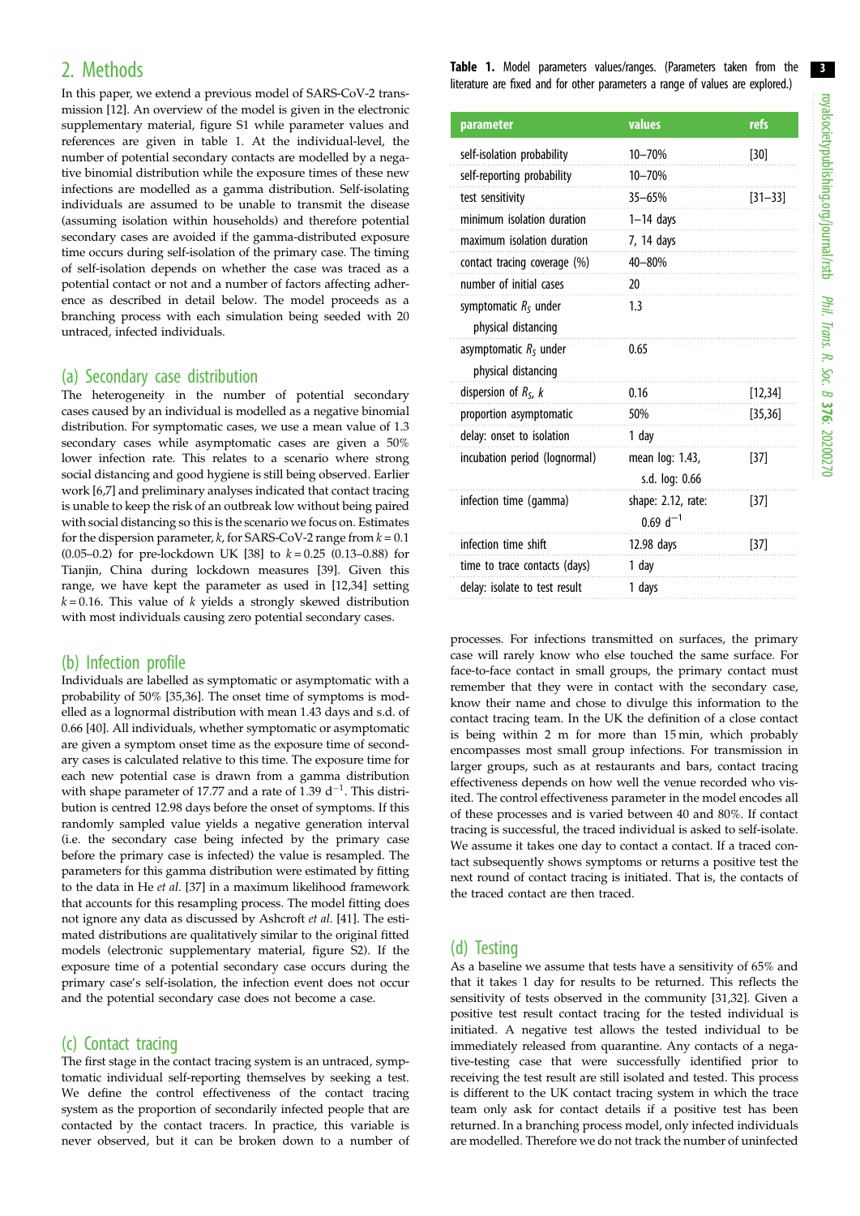## 2. Methods

In this paper, we extend a previous model of SARS-CoV-2 transmission [12]. An overview of the model is given in the electronic supplementary material, figure S1 while parameter values and references are given in table 1. At the individual-level, the number of potential secondary contacts are modelled by a negative binomial distribution while the exposure times of these new infections are modelled as a gamma distribution. Self-isolating individuals are assumed to be unable to transmit the disease (assuming isolation within households) and therefore potential secondary cases are avoided if the gamma-distributed exposure time occurs during self-isolation of the primary case. The timing of self-isolation depends on whether the case was traced as a potential contact or not and a number of factors affecting adherence as described in detail below. The model proceeds as a branching process with each simulation being seeded with 20 untraced, infected individuals.

**Table 1.** Model parameters values/ranges. (Parameters taken from the literature are fixed and for other parameters a range of values are explored.)

| parameter | values | refs |
|---|---|---|
| self-isolation probability | 10–70% | [30] |
| self-reporting probability | 10–70% | |
| test sensitivity | 35–65% | [31–33] |
| minimum isolation duration | 1–14 days | |
| maximum isolation duration | 7, 14 days | |
| contact tracing coverage (%) | 40–80% | |
| number of initial cases | 20 | |
| symptomatic $R_S$ under physical distancing | 1.3 | |
| asymptomatic $R_S$ under physical distancing | 0.65 | |
| dispersion of $R_S$, $k$ | 0.16 | [12,34] |
| proportion asymptomatic | 50% | [35,36] |
| delay: onset to isolation | 1 day | |
| incubation period (lognormal) | mean log: 1.43, s.d. log: 0.66 | [37] |
| infection time (gamma) | shape: 2.12, rate: 0.69 $d^{-1}$ | [37] |
| infection time shift | 12.98 days | [37] |
| time to trace contacts (days) | 1 day | |
| delay: isolate to test result | 1 days | |

### (a) Secondary case distribution

The heterogeneity in the number of potential secondary cases caused by an individual is modelled as a negative binomial distribution. For symptomatic cases, we use a mean value of 1.3 secondary cases while asymptomatic cases are given a 50% lower infection rate. This relates to a scenario where strong social distancing and good hygiene is still being observed. Earlier work [6,7] and preliminary analyses indicated that contact tracing is unable to keep the risk of an outbreak low without being paired with social distancing so this is the scenario we focus on. Estimates for the dispersion parameter, $k$, for SARS-CoV-2 range from $k = 0.1$ (0.05–0.2) for pre-lockdown UK [38] to $k = 0.25$ (0.13–0.88) for Tianjin, China during lockdown measures [39]. Given this range, we have kept the parameter as used in [12,34] setting $k = 0.16$. This value of $k$ yields a strongly skewed distribution with most individuals causing zero potential secondary cases.

### (b) Infection profile

Individuals are labelled as symptomatic or asymptomatic with a probability of 50% [35,36]. The onset time of symptoms is modelled as a lognormal distribution with mean 1.43 days and s.d. of 0.66 [40]. All individuals, whether symptomatic or asymptomatic are given a symptom onset time as the exposure time of secondary cases is calculated relative to this time. The exposure time for each new potential case is drawn from a gamma distribution with shape parameter of 17.77 and a rate of 1.39 $d^{-1}$. This distribution is centred 12.98 days before the onset of symptoms. If this randomly sampled value yields a negative generation interval (i.e. the secondary case being infected by the primary case before the primary case is infected) the value is resampled. The parameters for this gamma distribution were estimated by fitting to the data in He *et al.* [37] in a maximum likelihood framework that accounts for this resampling process. The model fitting does not ignore any data as discussed by Ashcroft *et al.* [41]. The estimated distributions are qualitatively similar to the original fitted models (electronic supplementary material, figure S2). If the exposure time of a potential secondary case occurs during the primary case's self-isolation, the infection event does not occur and the potential secondary case does not become a case.

### (c) Contact tracing

The first stage in the contact tracing system is an untraced, symptomatic individual self-reporting themselves by seeking a test. We define the control effectiveness of the contact tracing system as the proportion of secondarily infected people that are contacted by the contact tracers. In practice, this variable is never observed, but it can be broken down to a number of processes. For infections transmitted on surfaces, the primary case will rarely know who else touched the same surface. For face-to-face contact in small groups, the primary contact must remember that they were in contact with the secondary case, know their name and chose to divulge this information to the contact tracing team. In the UK the definition of a close contact is being within 2 m for more than 15 min, which probably encompasses most small group infections. For transmission in larger groups, such as at restaurants and bars, contact tracing effectiveness depends on how well the venue recorded who visited. The control effectiveness parameter in the model encodes all of these processes and is varied between 40 and 80%. If contact tracing is successful, the traced individual is asked to self-isolate. We assume it takes one day to contact a contact. If a traced contact subsequently shows symptoms or returns a positive test the next round of contact tracing is initiated. That is, the contacts of the traced contact are then traced.

### (d) Testing

As a baseline we assume that tests have a sensitivity of 65% and that it takes 1 day for results to be returned. This reflects the sensitivity of tests observed in the community [31,32]. Given a positive test result contact tracing for the tested individual is initiated. A negative test allows the tested individual to be immediately released from quarantine. Any contacts of a negative-testing case that were successfully identified prior to receiving the test result are still isolated and tested. This process is different to the UK contact tracing system in which the trace team only ask for contact details if a positive test has been returned. In a branching process model, only infected individuals are modelled. Therefore we do not track the number of uninfected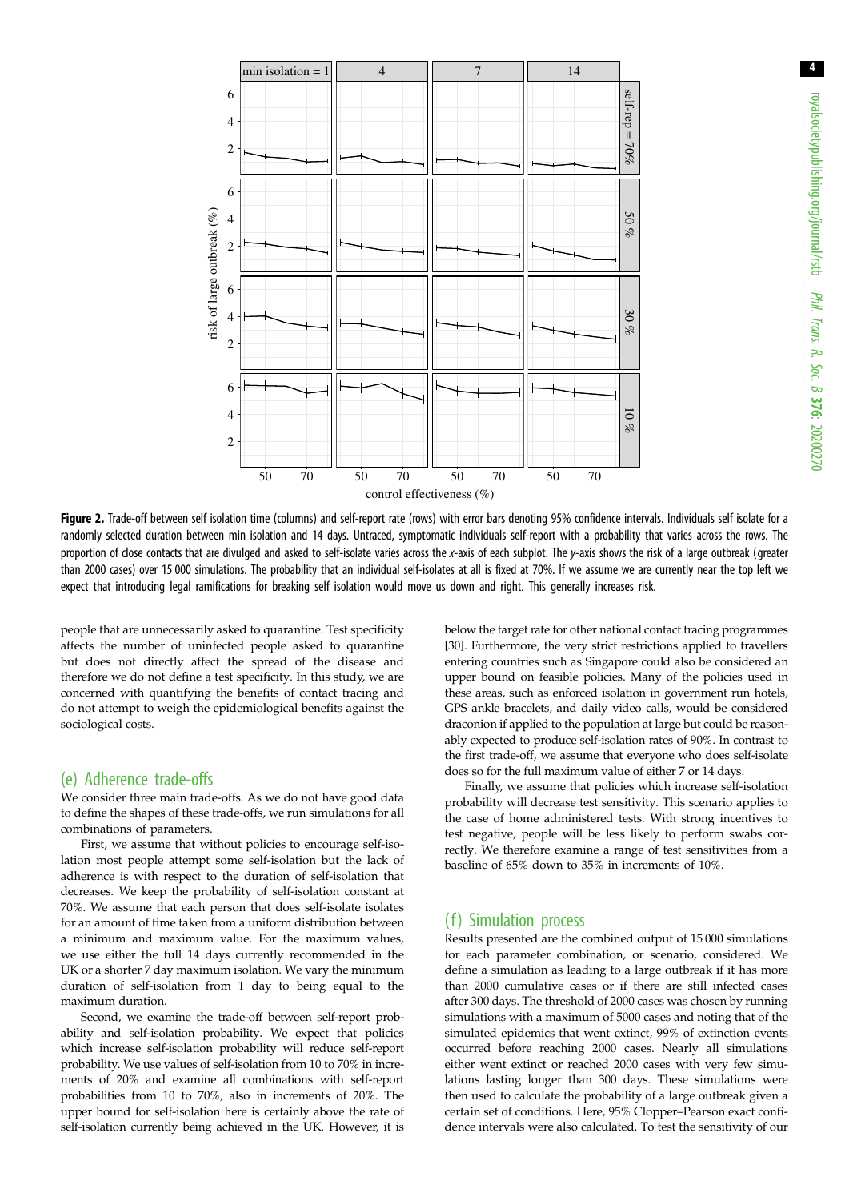**Figure 2.** Trade-off between self isolation time (columns) and self-report rate (rows) with error bars denoting 95% confidence intervals. Individuals self isolate for a randomly selected duration between min isolation and 14 days. Untraced, symptomatic individuals self-report with a probability that varies across the rows. The proportion of close contacts that are divulged and asked to self-isolate varies across the *x*-axis of each subplot. The *y*-axis shows the risk of a large outbreak (greater than 2000 cases) over 15 000 simulations. The probability that an individual self-isolates at all is fixed at 70%. If we assume we are currently near the top left we expect that introducing legal ramifications for breaking self isolation would move us down and right. This generally increases risk.

people that are unnecessarily asked to quarantine. Test specificity affects the number of uninfected people asked to quarantine but does not directly affect the spread of the disease and therefore we do not define a test specificity. In this study, we are concerned with quantifying the benefits of contact tracing and do not attempt to weigh the epidemiological benefits against the sociological costs.

## (e) Adherence trade-offs

We consider three main trade-offs. As we do not have good data to define the shapes of these trade-offs, we run simulations for all combinations of parameters.

First, we assume that without policies to encourage self-isolation most people attempt some self-isolation but the lack of adherence is with respect to the duration of self-isolation that decreases. We keep the probability of self-isolation constant at 70%. We assume that each person that does self-isolate isolates for an amount of time taken from a uniform distribution between a minimum and maximum value. For the maximum values, we use either the full 14 days currently recommended in the UK or a shorter 7 day maximum isolation. We vary the minimum duration of self-isolation from 1 day to being equal to the maximum duration.

Second, we examine the trade-off between self-report probability and self-isolation probability. We expect that policies which increase self-isolation probability will reduce self-report probability. We use values of self-isolation from 10 to 70% in increments of 20% and examine all combinations with self-report probabilities from 10 to 70%, also in increments of 20%. The upper bound for self-isolation here is certainly above the rate of self-isolation currently being achieved in the UK. However, it is below the target rate for other national contact tracing programmes [30]. Furthermore, the very strict restrictions applied to travellers entering countries such as Singapore could also be considered an upper bound on feasible policies. Many of the policies used in these areas, such as enforced isolation in government run hotels, GPS ankle bracelets, and daily video calls, would be considered draconion if applied to the population at large but could be reasonably expected to produce self-isolation rates of 90%. In contrast to the first trade-off, we assume that everyone who does self-isolate does so for the full maximum value of either 7 or 14 days.

Finally, we assume that policies which increase self-isolation probability will decrease test sensitivity. This scenario applies to the case of home administered tests. With strong incentives to test negative, people will be less likely to perform swabs correctly. We therefore examine a range of test sensitivities from a baseline of 65% down to 35% in increments of 10%.

## (f) Simulation process

Results presented are the combined output of 15 000 simulations for each parameter combination, or scenario, considered. We define a simulation as leading to a large outbreak if it has more than 2000 cumulative cases or if there are still infected cases after 300 days. The threshold of 2000 cases was chosen by running simulations with a maximum of 5000 cases and noting that of the simulated epidemics that went extinct, 99% of extinction events occurred before reaching 2000 cases. Nearly all simulations either went extinct or reached 2000 cases with very few simulations lasting longer than 300 days. These simulations were then used to calculate the probability of a large outbreak given a certain set of conditions. Here, 95% Clopper–Pearson exact confidence intervals were also calculated. To test the sensitivity of our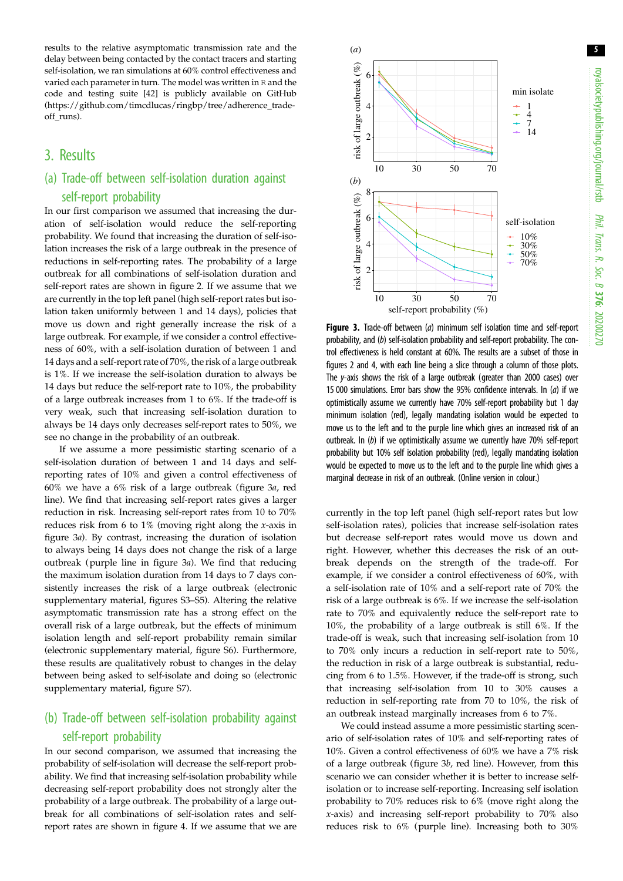results to the relative asymptomatic transmission rate and the delay between being contacted by the contact tracers and starting self-isolation, we ran simulations at 60% control effectiveness and varied each parameter in turn. The model was written in R and the code and testing suite [42] is publicly available on GitHub (https://github.com/timcdlucas/ringbp/tree/adherence_trade-off_runs).

# 3. Results

## (a) Trade-off between self-isolation duration against self-report probability

In our first comparison we assumed that increasing the duration of self-isolation would reduce the self-reporting probability. We found that increasing the duration of self-isolation increases the risk of a large outbreak in the presence of reductions in self-reporting rates. The probability of a large outbreak for all combinations of self-isolation duration and self-report rates are shown in figure 2. If we assume that we are currently in the top left panel (high self-report rates but isolation taken uniformly between 1 and 14 days), policies that move us down and right generally increase the risk of a large outbreak. For example, if we consider a control effectiveness of 60%, with a self-isolation duration of between 1 and 14 days and a self-report rate of 70%, the risk of a large outbreak is 1%. If we increase the self-isolation duration to always be 14 days but reduce the self-report rate to 10%, the probability of a large outbreak increases from 1 to 6%. If the trade-off is very weak, such that increasing self-isolation duration to always be 14 days only decreases self-report rates to 50%, we see no change in the probability of an outbreak.

If we assume a more pessimistic starting scenario of a self-isolation duration of between 1 and 14 days and self-reporting rates of 10% and given a control effectiveness of 60% we have a 6% risk of a large outbreak (figure 3*a*, red line). We find that increasing self-report rates gives a larger reduction in risk. Increasing self-report rates from 10 to 70% reduces risk from 6 to 1% (moving right along the *x*-axis in figure 3*a*). By contrast, increasing the duration of isolation to always being 14 days does not change the risk of a large outbreak (purple line in figure 3*a*). We find that reducing the maximum isolation duration from 14 days to 7 days consistently increases the risk of a large outbreak (electronic supplementary material, figures S3–S5). Altering the relative asymptomatic transmission rate has a strong effect on the overall risk of a large outbreak, but the effects of minimum isolation length and self-report probability remain similar (electronic supplementary material, figure S6). Furthermore, these results are qualitatively robust to changes in the delay between being asked to self-isolate and doing so (electronic supplementary material, figure S7).

## (b) Trade-off between self-isolation probability against self-report probability

In our second comparison, we assumed that increasing the probability of self-isolation will decrease the self-report probability. We find that increasing self-isolation probability while decreasing self-report probability does not strongly alter the probability of a large outbreak. The probability of a large outbreak for all combinations of self-isolation rates and self-report rates are shown in figure 4. If we assume that we are currently in the top left panel (high self-report rates but low self-isolation rates), policies that increase self-isolation rates but decrease self-report rates would move us down and right. However, whether this decreases the risk of an outbreak depends on the strength of the trade-off. For example, if we consider a control effectiveness of 60%, with a self-isolation rate of 10% and a self-report rate of 70% the risk of a large outbreak is 6%. If we increase the self-isolation rate to 70% and equivalently reduce the self-report rate to 10%, the probability of a large outbreak is still 6%. If the trade-off is weak, such that increasing self-isolation from 10 to 70% only incurs a reduction in self-report rate to 50%, the reduction in risk of a large outbreak is substantial, reducing from 6 to 1.5%. However, if the trade-off is strong, such that increasing self-isolation from 10 to 30% causes a reduction in self-reporting rate from 70 to 10%, the risk of an outbreak instead marginally increases from 6 to 7%.

**Figure 3.** Trade-off between (*a*) minimum self isolation time and self-report probability, and (*b*) self-isolation probability and self-report probability. The control effectiveness is held constant at 60%. The results are a subset of those in figures 2 and 4, with each line being a slice through a column of those plots. The *y*-axis shows the risk of a large outbreak (greater than 2000 cases) over 15 000 simulations. Error bars show the 95% confidence intervals. In (*a*) if we optimistically assume we currently have 70% self-report probability but 1 day minimum isolation (red), legally mandating isolation would be expected to move us to the left and to the purple line which gives an increased risk of an outbreak. In (*b*) if we optimistically assume we currently have 70% self-report probability but 10% self isolation probability (red), legally mandating isolation would be expected to move us to the left and to the purple line which gives a marginal decrease in risk of an outbreak. (Online version in colour.)

We could instead assume a more pessimistic starting scenario of self-isolation rates of 10% and self-reporting rates of 10%. Given a control effectiveness of 60% we have a 7% risk of a large outbreak (figure 3*b*, red line). However, from this scenario we can consider whether it is better to increase self-isolation or to increase self-reporting. Increasing self isolation probability to 70% reduces risk to 6% (move right along the *x*-axis) and increasing self-report probability to 70% also reduces risk to 6% (purple line). Increasing both to 30%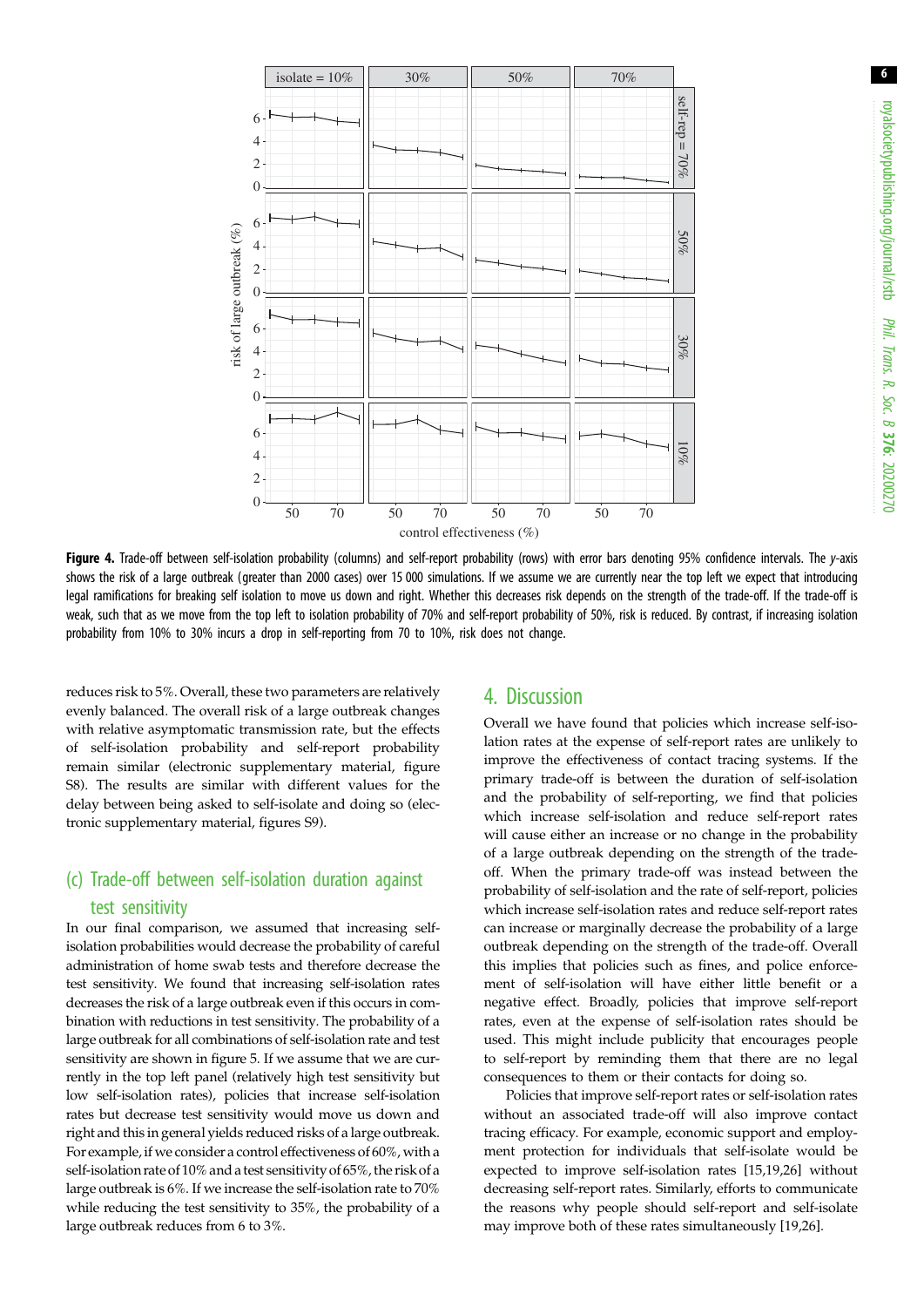**Figure 4.** Trade-off between self-isolation probability (columns) and self-report probability (rows) with error bars denoting 95% confidence intervals. The *y*-axis shows the risk of a large outbreak (greater than 2000 cases) over 15 000 simulations. If we assume we are currently near the top left we expect that introducing legal ramifications for breaking self isolation to move us down and right. Whether this decreases risk depends on the strength of the trade-off. If the trade-off is weak, such that as we move from the top left to isolation probability of 70% and self-report probability of 50%, risk is reduced. By contrast, if increasing isolation probability from 10% to 30% incurs a drop in self-reporting from 70 to 10%, risk does not change.

reduces risk to 5%. Overall, these two parameters are relatively evenly balanced. The overall risk of a large outbreak changes with relative asymptomatic transmission rate, but the effects of self-isolation probability and self-report probability remain similar (electronic supplementary material, figure S8). The results are similar with different values for the delay between being asked to self-isolate and doing so (electronic supplementary material, figures S9).

### (c) Trade-off between self-isolation duration against test sensitivity

In our final comparison, we assumed that increasing self-isolation probabilities would decrease the probability of careful administration of home swab tests and therefore decrease the test sensitivity. We found that increasing self-isolation rates decreases the risk of a large outbreak even if this occurs in combination with reductions in test sensitivity. The probability of a large outbreak for all combinations of self-isolation rate and test sensitivity are shown in figure 5. If we assume that we are currently in the top left panel (relatively high test sensitivity but low self-isolation rates), policies that increase self-isolation rates but decrease test sensitivity would move us down and right and this in general yields reduced risks of a large outbreak. For example, if we consider a control effectiveness of 60%, with a self-isolation rate of 10% and a test sensitivity of 65%, the risk of a large outbreak is 6%. If we increase the self-isolation rate to 70% while reducing the test sensitivity to 35%, the probability of a large outbreak reduces from 6 to 3%.

## 4. Discussion

Overall we have found that policies which increase self-isolation rates at the expense of self-report rates are unlikely to improve the effectiveness of contact tracing systems. If the primary trade-off is between the duration of self-isolation and the probability of self-reporting, we find that policies which increase self-isolation and reduce self-report rates will cause either an increase or no change in the probability of a large outbreak depending on the strength of the trade-off. When the primary trade-off was instead between the probability of self-isolation and the rate of self-report, policies which increase self-isolation rates and reduce self-report rates can increase or marginally decrease the probability of a large outbreak depending on the strength of the trade-off. Overall this implies that policies such as fines, and police enforcement of self-isolation will have either little benefit or a negative effect. Broadly, policies that improve self-report rates, even at the expense of self-isolation rates should be used. This might include publicity that encourages people to self-report by reminding them that there are no legal consequences to them or their contacts for doing so.

Policies that improve self-report rates or self-isolation rates without an associated trade-off will also improve contact tracing efficacy. For example, economic support and employment protection for individuals that self-isolate would be expected to improve self-isolation rates [15,19,26] without decreasing self-report rates. Similarly, efforts to communicate the reasons why people should self-report and self-isolate may improve both of these rates simultaneously [19,26].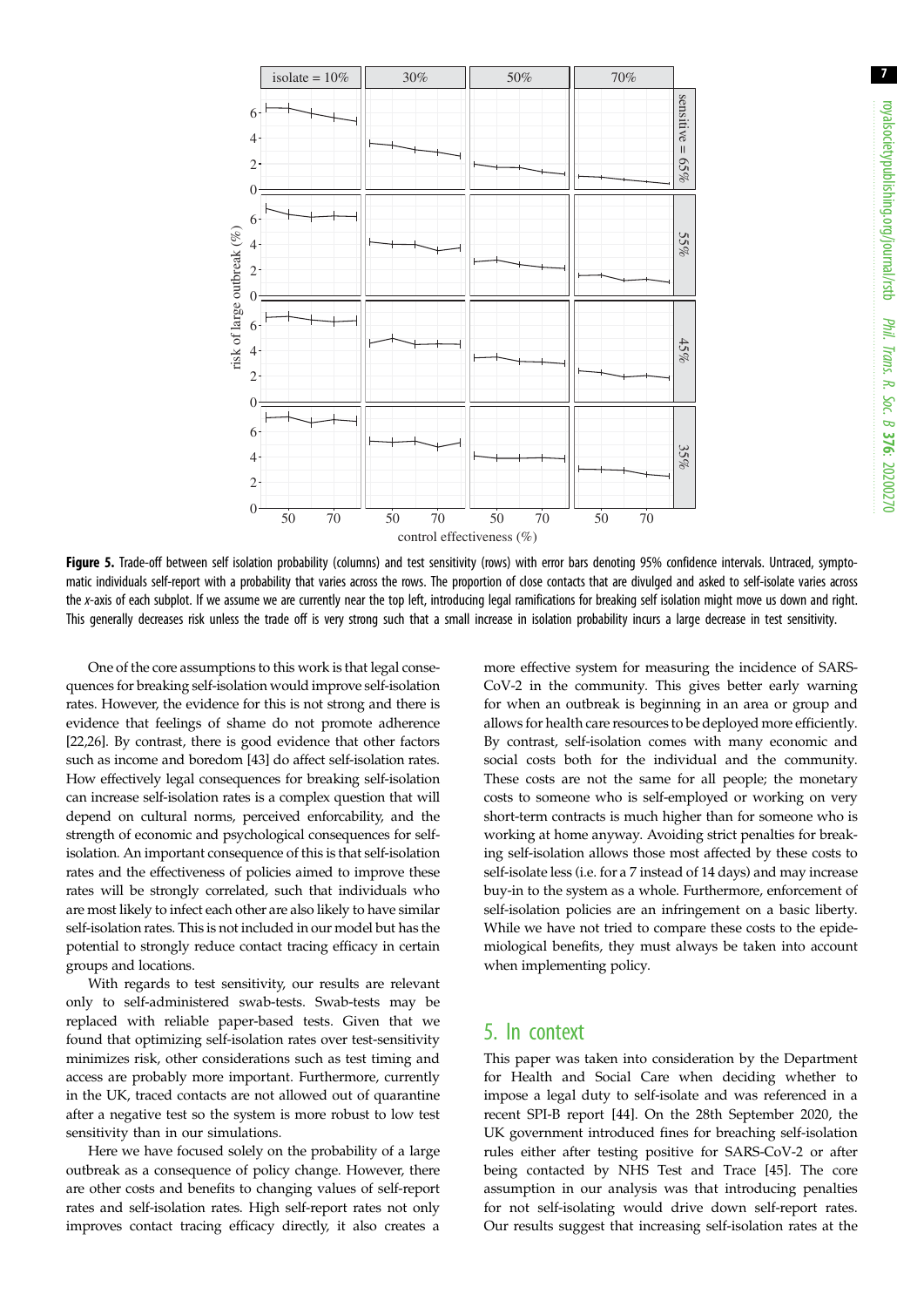**Figure 5.** Trade-off between self isolation probability (columns) and test sensitivity (rows) with error bars denoting 95% confidence intervals. Untraced, symptomatic individuals self-report with a probability that varies across the rows. The proportion of close contacts that are divulged and asked to self-isolate varies across the *x*-axis of each subplot. If we assume we are currently near the top left, introducing legal ramifications for breaking self isolation might move us down and right. This generally decreases risk unless the trade off is very strong such that a small increase in isolation probability incurs a large decrease in test sensitivity.

One of the core assumptions to this work is that legal consequences for breaking self-isolation would improve self-isolation rates. However, the evidence for this is not strong and there is evidence that feelings of shame do not promote adherence [22,26]. By contrast, there is good evidence that other factors such as income and boredom [43] do affect self-isolation rates. How effectively legal consequences for breaking self-isolation can increase self-isolation rates is a complex question that will depend on cultural norms, perceived enforcability, and the strength of economic and psychological consequences for self-isolation. An important consequence of this is that self-isolation rates and the effectiveness of policies aimed to improve these rates will be strongly correlated, such that individuals who are most likely to infect each other are also likely to have similar self-isolation rates. This is not included in our model but has the potential to strongly reduce contact tracing efficacy in certain groups and locations.

With regards to test sensitivity, our results are relevant only to self-administered swab-tests. Swab-tests may be replaced with reliable paper-based tests. Given that we found that optimizing self-isolation rates over test-sensitivity minimizes risk, other considerations such as test timing and access are probably more important. Furthermore, currently in the UK, traced contacts are not allowed out of quarantine after a negative test so the system is more robust to low test sensitivity than in our simulations.

Here we have focused solely on the probability of a large outbreak as a consequence of policy change. However, there are other costs and benefits to changing values of self-report rates and self-isolation rates. High self-report rates not only improves contact tracing efficacy directly, it also creates a more effective system for measuring the incidence of SARS-CoV-2 in the community. This gives better early warning for when an outbreak is beginning in an area or group and allows for health care resources to be deployed more efficiently. By contrast, self-isolation comes with many economic and social costs both for the individual and the community. These costs are not the same for all people; the monetary costs to someone who is self-employed or working on very short-term contracts is much higher than for someone who is working at home anyway. Avoiding strict penalties for breaking self-isolation allows those most affected by these costs to self-isolate less (i.e. for a 7 instead of 14 days) and may increase buy-in to the system as a whole. Furthermore, enforcement of self-isolation policies are an infringement on a basic liberty. While we have not tried to compare these costs to the epidemiological benefits, they must always be taken into account when implementing policy.

## 5. In context

This paper was taken into consideration by the Department for Health and Social Care when deciding whether to impose a legal duty to self-isolate and was referenced in a recent SPI-B report [44]. On the 28th September 2020, the UK government introduced fines for breaching self-isolation rules either after testing positive for SARS-CoV-2 or after being contacted by NHS Test and Trace [45]. The core assumption in our analysis was that introducing penalties for not self-isolating would drive down self-report rates. Our results suggest that increasing self-isolation rates at the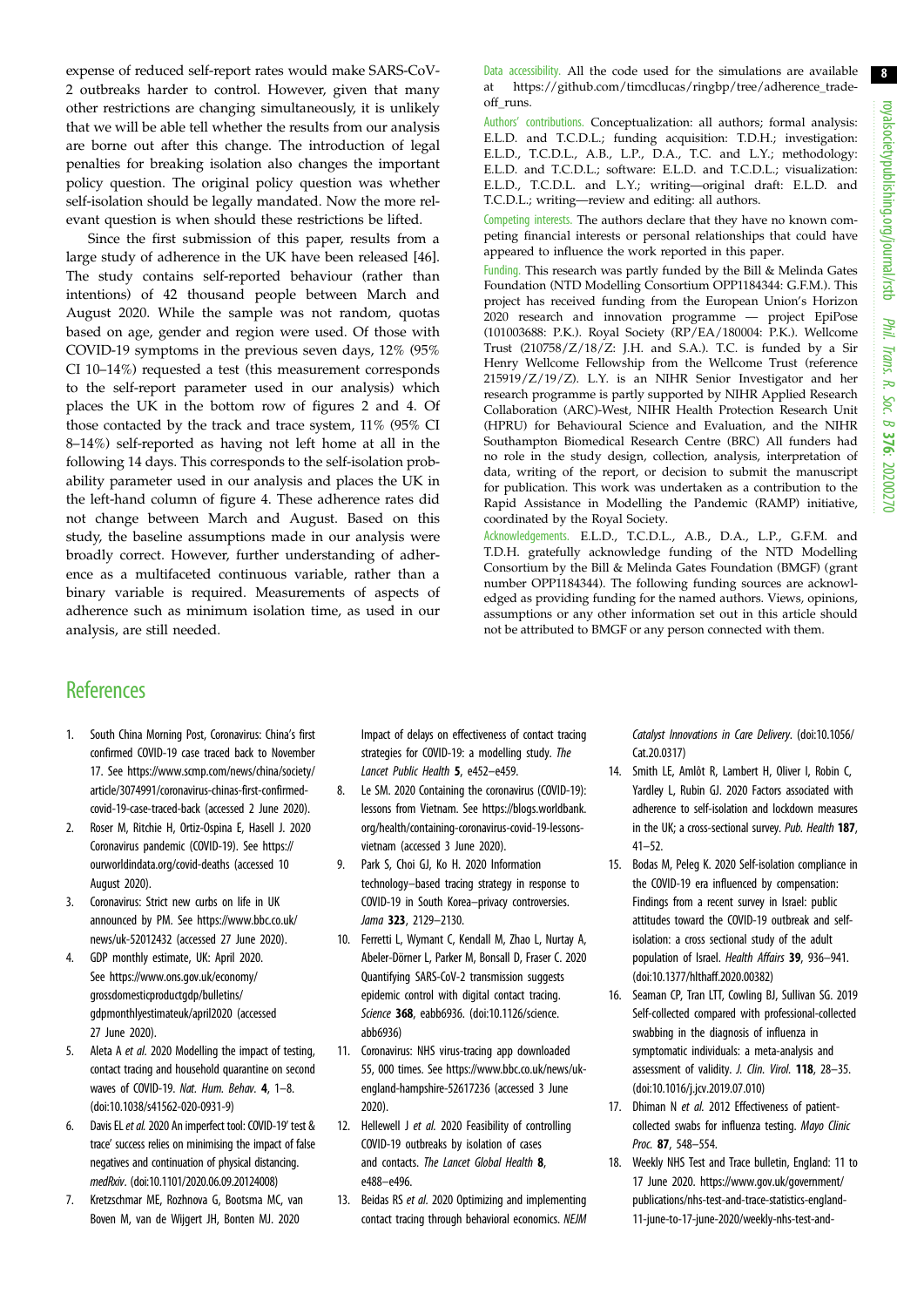expense of reduced self-report rates would make SARS-CoV-2 outbreaks harder to control. However, given that many other restrictions are changing simultaneously, it is unlikely that we will be able tell whether the results from our analysis are borne out after this change. The introduction of legal penalties for breaking isolation also changes the important policy question. The original policy question was whether self-isolation should be legally mandated. Now the more relevant question is when should these restrictions be lifted.

Since the first submission of this paper, results from a large study of adherence in the UK have been released [46]. The study contains self-reported behaviour (rather than intentions) of 42 thousand people between March and August 2020. While the sample was not random, quotas based on age, gender and region were used. Of those with COVID-19 symptoms in the previous seven days, 12% (95% CI 10–14%) requested a test (this measurement corresponds to the self-report parameter used in our analysis) which places the UK in the bottom row of figures 2 and 4. Of those contacted by the track and trace system, 11% (95% CI 8–14%) self-reported as having not left home at all in the following 14 days. This corresponds to the self-isolation probability parameter used in our analysis and places the UK in the left-hand column of figure 4. These adherence rates did not change between March and August. Based on this study, the baseline assumptions made in our analysis were broadly correct. However, further understanding of adherence as a multifaceted continuous variable, rather than a binary variable is required. Measurements of aspects of adherence such as minimum isolation time, as used in our analysis, are still needed.

Data accessibility. All the code used for the simulations are available at https://github.com/timcdlucas/ringbp/tree/adherence_trade-off_runs.

Authors' contributions. Conceptualization: all authors; formal analysis: E.L.D. and T.C.D.L.; funding acquisition: T.D.H.; investigation: E.L.D., T.C.D.L., A.B., L.P., D.A., T.C. and L.Y.; methodology: E.L.D. and T.C.D.L.; software: E.L.D. and T.C.D.L.; visualization: E.L.D., T.C.D.L. and L.Y.; writing—original draft: E.L.D. and T.C.D.L.; writing—review and editing: all authors.

Competing interests. The authors declare that they have no known competing financial interests or personal relationships that could have appeared to influence the work reported in this paper.

Funding. This research was partly funded by the Bill & Melinda Gates Foundation (NTD Modelling Consortium OPP1184344: G.F.M.). This project has received funding from the European Union's Horizon 2020 research and innovation programme — project EpiPose (101003688: P.K.). Royal Society (RP/EA/180004: P.K.). Wellcome Trust (210758/Z/18/Z: J.H. and S.A.). T.C. is funded by a Sir Henry Wellcome Fellowship from the Wellcome Trust (reference 215919/Z/19/Z). L.Y. is an NIHR Senior Investigator and her research programme is partly supported by NIHR Applied Research Collaboration (ARC)-West, NIHR Health Protection Research Unit (HPRU) for Behavioural Science and Evaluation, and the NIHR Southampton Biomedical Research Centre (BRC) All funders had no role in the study design, collection, analysis, interpretation of data, writing of the report, or decision to submit the manuscript for publication. This work was undertaken as a contribution to the Rapid Assistance in Modelling the Pandemic (RAMP) initiative, coordinated by the Royal Society.

Acknowledgements. E.L.D., T.C.D.L., A.B., D.A., L.P., G.F.M. and T.D.H. gratefully acknowledge funding of the NTD Modelling Consortium by the Bill & Melinda Gates Foundation (BMGF) (grant number OPP1184344). The following funding sources are acknowledged as providing funding for the named authors. Views, opinions, assumptions or any other information set out in this article should not be attributed to BMGF or any person connected with them.

# References

1. South China Morning Post, Coronavirus: China's first confirmed COVID-19 case traced back to November 17. See https://www.scmp.com/news/china/society/article/3074991/coronavirus-chinas-first-confirmed-covid-19-case-traced-back (accessed 2 June 2020).
2. Roser M, Ritchie H, Ortiz-Ospina E, Hasell J. 2020 Coronavirus pandemic (COVID-19). See https://ourworldindata.org/covid-deaths (accessed 10 August 2020).
3. Coronavirus: Strict new curbs on life in UK announced by PM. See https://www.bbc.co.uk/news/uk-52012432 (accessed 27 June 2020).
4. GDP monthly estimate, UK: April 2020. See https://www.ons.gov.uk/economy/grossdomesticproductgdp/bulletins/gdpmonthlyestimateuk/april2020 (accessed 27 June 2020).
5. Aleta A *et al.* 2020 Modelling the impact of testing, contact tracing and household quarantine on second waves of COVID-19. *Nat. Hum. Behav.* **4**, 1–8. (doi:10.1038/s41562-020-0931-9)
6. Davis EL *et al.* 2020 An imperfect tool: COVID-19' test & trace' success relies on minimising the impact of false negatives and continuation of physical distancing. *medRxiv*. (doi:10.1101/2020.06.09.20124008)
7. Kretzschmar ME, Rozhnova G, Bootsma MC, van Boven M, van de Wijgert JH, Bonten MJ. 2020 Impact of delays on effectiveness of contact tracing strategies for COVID-19: a modelling study. *The Lancet Public Health* **5**, e452–e459.
8. Le SM. 2020 Containing the coronavirus (COVID-19): lessons from Vietnam. See https://blogs.worldbank.org/health/containing-coronavirus-covid-19-lessons-vietnam (accessed 3 June 2020).
9. Park S, Choi GJ, Ko H. 2020 Information technology–based tracing strategy in response to COVID-19 in South Korea–privacy controversies. *Jama* **323**, 2129–2130.
10. Ferretti L, Wymant C, Kendall M, Zhao L, Nurtay A, Abeler-Dörner L, Parker M, Bonsall D, Fraser C. 2020 Quantifying SARS-CoV-2 transmission suggests epidemic control with digital contact tracing. *Science* **368**, eabb6936. (doi:10.1126/science.abb6936)
11. Coronavirus: NHS virus-tracing app downloaded 55, 000 times. See https://www.bbc.co.uk/news/uk-england-hampshire-52617236 (accessed 3 June 2020).
12. Hellewell J *et al.* 2020 Feasibility of controlling COVID-19 outbreaks by isolation of cases and contacts. *The Lancet Global Health* **8**, e488–e496.
13. Beidas RS *et al.* 2020 Optimizing and implementing contact tracing through behavioral economics. *NEJM Catalyst Innovations in Care Delivery*. (doi:10.1056/Cat.20.0317)
14. Smith LE, Amlôt R, Lambert H, Oliver I, Robin C, Yardley L, Rubin GJ. 2020 Factors associated with adherence to self-isolation and lockdown measures in the UK; a cross-sectional survey. *Pub. Health* **187**, 41–52.
15. Bodas M, Peleg K. 2020 Self-isolation compliance in the COVID-19 era influenced by compensation: Findings from a recent survey in Israel: public attitudes toward the COVID-19 outbreak and self-isolation: a cross sectional study of the adult population of Israel. *Health Affairs* **39**, 936–941. (doi:10.1377/hlthaff.2020.00382)
16. Seaman CP, Tran LTT, Cowling BJ, Sullivan SG. 2019 Self-collected compared with professional-collected swabbing in the diagnosis of influenza in symptomatic individuals: a meta-analysis and assessment of validity. *J. Clin. Virol.* **118**, 28–35. (doi:10.1016/j.jcv.2019.07.010)
17. Dhiman N *et al.* 2012 Effectiveness of patient-collected swabs for influenza testing. *Mayo Clinic Proc.* **87**, 548–554.
18. Weekly NHS Test and Trace bulletin, England: 11 to 17 June 2020. https://www.gov.uk/government/publications/nhs-test-and-trace-statistics-england-11-june-to-17-june-2020/weekly-nhs-test-and-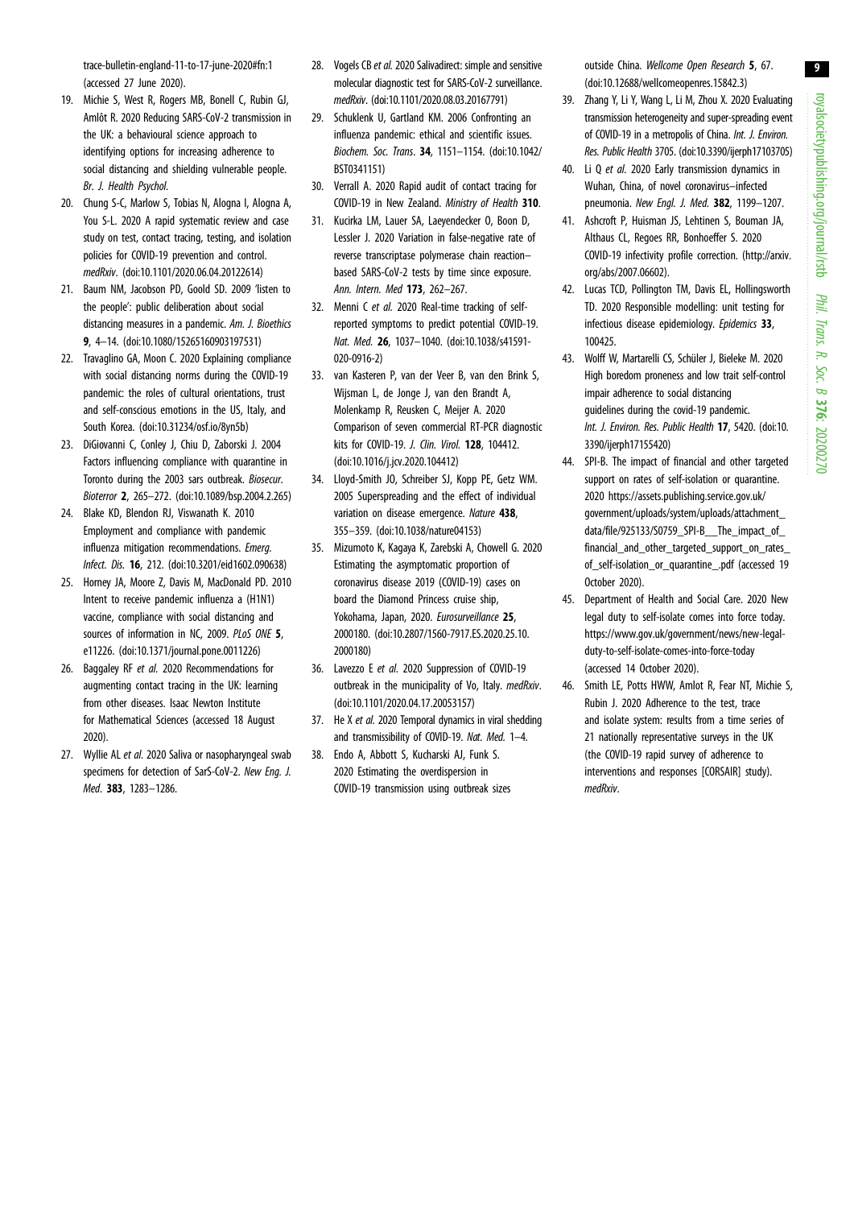trace-bulletin-england-11-to-17-june-2020#fn:1 (accessed 27 June 2020).

19. Michie S, West R, Rogers MB, Bonell C, Rubin GJ, Amlôt R. 2020 Reducing SARS-CoV-2 transmission in the UK: a behavioural science approach to identifying options for increasing adherence to social distancing and shielding vulnerable people. *Br. J. Health Psychol.*
20. Chung S-C, Marlow S, Tobias N, Alogna I, Alogna A, You S-L. 2020 A rapid systematic review and case study on test, contact tracing, testing, and isolation policies for COVID-19 prevention and control. *medRxiv*. (doi:10.1101/2020.06.04.20122614)
21. Baum NM, Jacobson PD, Goold SD. 2009 'listen to the people': public deliberation about social distancing measures in a pandemic. *Am. J. Bioethics* **9**, 4–14. (doi:10.1080/15265160903197531)
22. Travaglino GA, Moon C. 2020 Explaining compliance with social distancing norms during the COVID-19 pandemic: the roles of cultural orientations, trust and self-conscious emotions in the US, Italy, and South Korea. (doi:10.31234/osf.io/8yn5b)
23. DiGiovanni C, Conley J, Chiu D, Zaborski J. 2004 Factors influencing compliance with quarantine in Toronto during the 2003 sars outbreak. *Biosecur. Bioterror* **2**, 265–272. (doi:10.1089/bsp.2004.2.265)
24. Blake KD, Blendon RJ, Viswanath K. 2010 Employment and compliance with pandemic influenza mitigation recommendations. *Emerg. Infect. Dis.* **16**, 212. (doi:10.3201/eid1602.090638)
25. Horney JA, Moore Z, Davis M, MacDonald PD. 2010 Intent to receive pandemic influenza a (H1N1) vaccine, compliance with social distancing and sources of information in NC, 2009. *PLoS ONE* **5**, e11226. (doi:10.1371/journal.pone.0011226)
26. Baggaley RF *et al.* 2020 Recommendations for augmenting contact tracing in the UK: learning from other diseases. Isaac Newton Institute for Mathematical Sciences (accessed 18 August 2020).
27. Wyllie AL *et al.* 2020 Saliva or nasopharyngeal swab specimens for detection of SarS-CoV-2. *New Eng. J. Med.* **383**, 1283–1286.
28. Vogels CB *et al.* 2020 Salivadirect: simple and sensitive molecular diagnostic test for SARS-CoV-2 surveillance. *medRxiv*. (doi:10.1101/2020.08.03.20167791)
29. Schuklenk U, Gartland KM. 2006 Confronting an influenza pandemic: ethical and scientific issues. *Biochem. Soc. Trans*. **34**, 1151–1154. (doi:10.1042/BST0341151)
30. Verrall A. 2020 Rapid audit of contact tracing for COVID-19 in New Zealand. *Ministry of Health* **310**.
31. Kucirka LM, Lauer SA, Laeyendecker O, Boon D, Lessler J. 2020 Variation in false-negative rate of reverse transcriptase polymerase chain reaction–based SARS-CoV-2 tests by time since exposure. *Ann. Intern. Med* **173**, 262–267.
32. Menni C *et al.* 2020 Real-time tracking of self-reported symptoms to predict potential COVID-19. *Nat. Med.* **26**, 1037–1040. (doi:10.1038/s41591-020-0916-2)
33. van Kasteren P, van der Veer B, van den Brink S, Wijsman L, de Jonge J, van den Brandt A, Molenkamp R, Reusken C, Meijer A. 2020 Comparison of seven commercial RT-PCR diagnostic kits for COVID-19. *J. Clin. Virol.* **128**, 104412. (doi:10.1016/j.jcv.2020.104412)
34. Lloyd-Smith JO, Schreiber SJ, Kopp PE, Getz WM. 2005 Superspreading and the effect of individual variation on disease emergence. *Nature* **438**, 355–359. (doi:10.1038/nature04153)
35. Mizumoto K, Kagaya K, Zarebski A, Chowell G. 2020 Estimating the asymptomatic proportion of coronavirus disease 2019 (COVID-19) cases on board the Diamond Princess cruise ship, Yokohama, Japan, 2020. *Eurosurveillance* **25**, 2000180. (doi:10.2807/1560-7917.ES.2020.25.10.2000180)
36. Lavezzo E *et al.* 2020 Suppression of COVID-19 outbreak in the municipality of Vo, Italy. *medRxiv*. (doi:10.1101/2020.04.17.20053157)
37. He X *et al.* 2020 Temporal dynamics in viral shedding and transmissibility of COVID-19. *Nat. Med.* 1–4.
38. Endo A, Abbott S, Kucharski AJ, Funk S. 2020 Estimating the overdispersion in COVID-19 transmission using outbreak sizes outside China. *Wellcome Open Research* **5**, 67. (doi:10.12688/wellcomeopenres.15842.3)
39. Zhang Y, Li Y, Wang L, Li M, Zhou X. 2020 Evaluating transmission heterogeneity and super-spreading event of COVID-19 in a metropolis of China. *Int. J. Environ. Res. Public Health* 3705. (doi:10.3390/ijerph17103705)
40. Li Q *et al.* 2020 Early transmission dynamics in Wuhan, China, of novel coronavirus–infected pneumonia. *New Engl. J. Med.* **382**, 1199–1207.
41. Ashcroft P, Huisman JS, Lehtinen S, Bouman JA, Althaus CL, Regoes RR, Bonhoeffer S. 2020 COVID-19 infectivity profile correction. (http://arxiv.org/abs/2007.06602).
42. Lucas TCD, Pollington TM, Davis EL, Hollingsworth TD. 2020 Responsible modelling: unit testing for infectious disease epidemiology. *Epidemics* **33**, 100425.
43. Wolff W, Martarelli CS, Schüler J, Bieleke M. 2020 High boredom proneness and low trait self-control impair adherence to social distancing guidelines during the covid-19 pandemic. *Int. J. Environ. Res. Public Health* **17**, 5420. (doi:10.3390/ijerph17155420)
44. SPI-B. The impact of financial and other targeted support on rates of self-isolation or quarantine. 2020 https://assets.publishing.service.gov.uk/government/uploads/system/uploads/attachment_data/file/925133/S0759_SPI-B__The_impact_of_financial_and_other_targeted_support_on_rates_of_self-isolation_or_quarantine_.pdf (accessed 19 October 2020).
45. Department of Health and Social Care. 2020 New legal duty to self-isolate comes into force today. https://www.gov.uk/government/news/new-legal-duty-to-self-isolate-comes-into-force-today (accessed 14 October 2020).
46. Smith LE, Potts HWW, Amlot R, Fear NT, Michie S, Rubin J. 2020 Adherence to the test, trace and isolate system: results from a time series of 21 nationally representative surveys in the UK (the COVID-19 rapid survey of adherence to interventions and responses [CORSAIR] study). *medRxiv*.